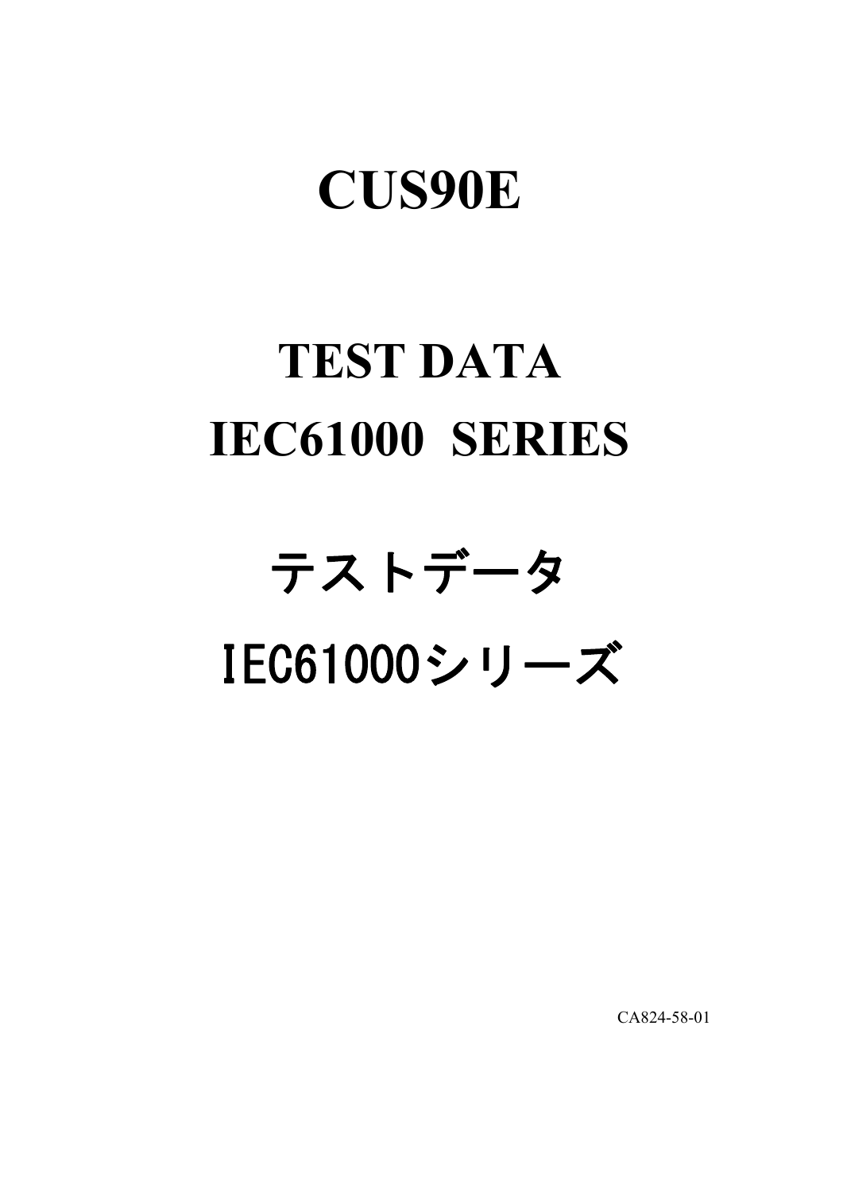# CUS90E

# TEST DATA
# IEC61000 SERIES

# テストデータ
# IEC61000シリーズ

CA824-58-01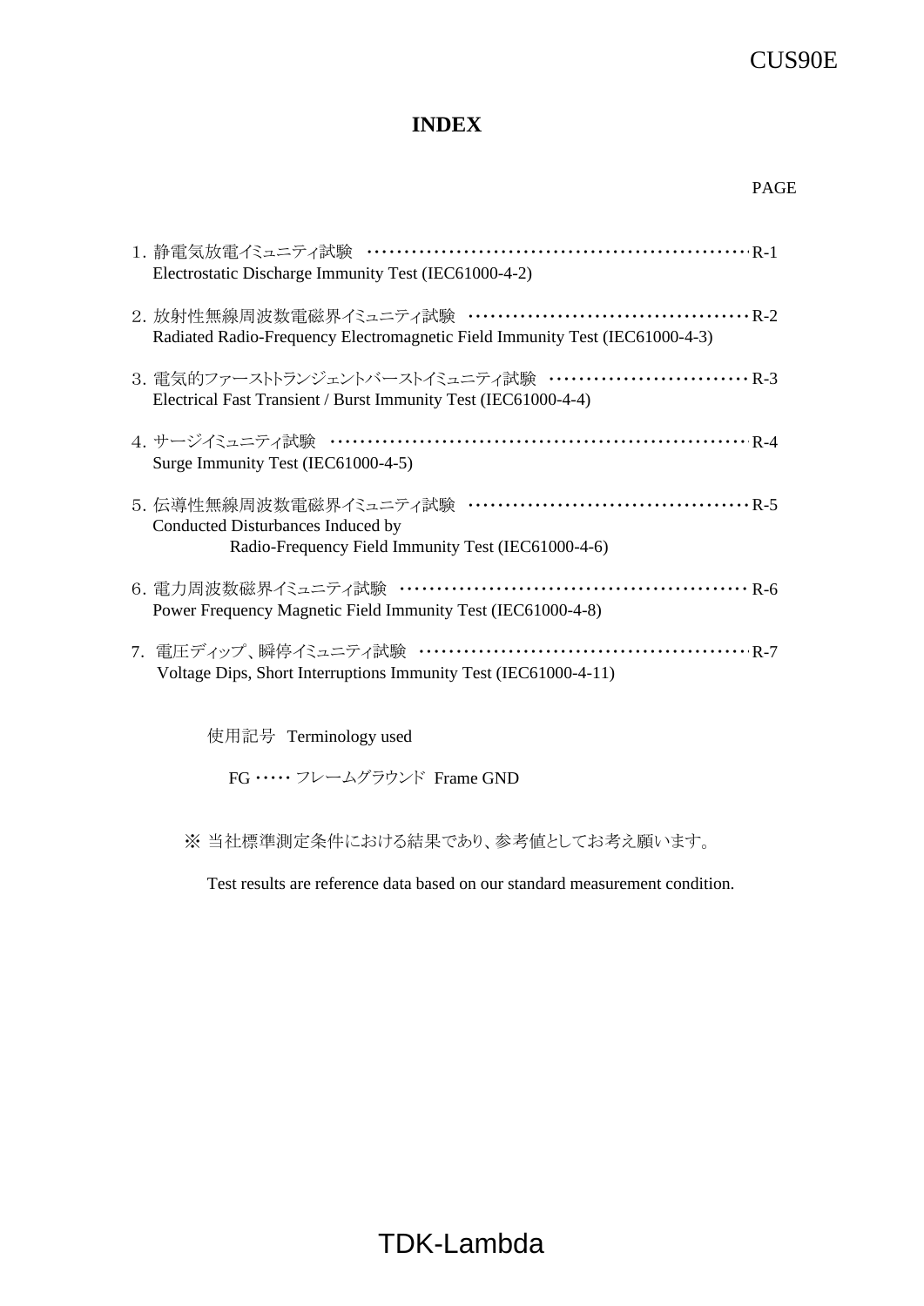# INDEX

PAGE

1. 静電気放電イミュニティ試験 ……………………………………………… R-1
   Electrostatic Discharge Immunity Test (IEC61000-4-2)

2. 放射性無線周波数電磁界イミュニティ試験 ……………………………… R-2
   Radiated Radio-Frequency Electromagnetic Field Immunity Test (IEC61000-4-3)

3. 電気的ファーストトランジェントバーストイミュニティ試験 ………………… R-3
   Electrical Fast Transient / Burst Immunity Test (IEC61000-4-4)

4. サージイミュニティ試験 ………………………………………………… R-4
   Surge Immunity Test (IEC61000-4-5)

5. 伝導性無線周波数電磁界イミュニティ試験 ……………………………… R-5
   Conducted Disturbances Induced by
   Radio-Frequency Field Immunity Test (IEC61000-4-6)

6. 電力周波数磁界イミュニティ試験 ………………………………………… R-6
   Power Frequency Magnetic Field Immunity Test (IEC61000-4-8)

7. 電圧ディップ、瞬停イミュニティ試験 ……………………………………… R-7
   Voltage Dips, Short Interruptions Immunity Test (IEC61000-4-11)

使用記号 Terminology used

FG ‥‥‥ フレームグラウンド Frame GND

※ 当社標準測定条件における結果であり、参考値としてお考え願います。

Test results are reference data based on our standard measurement condition.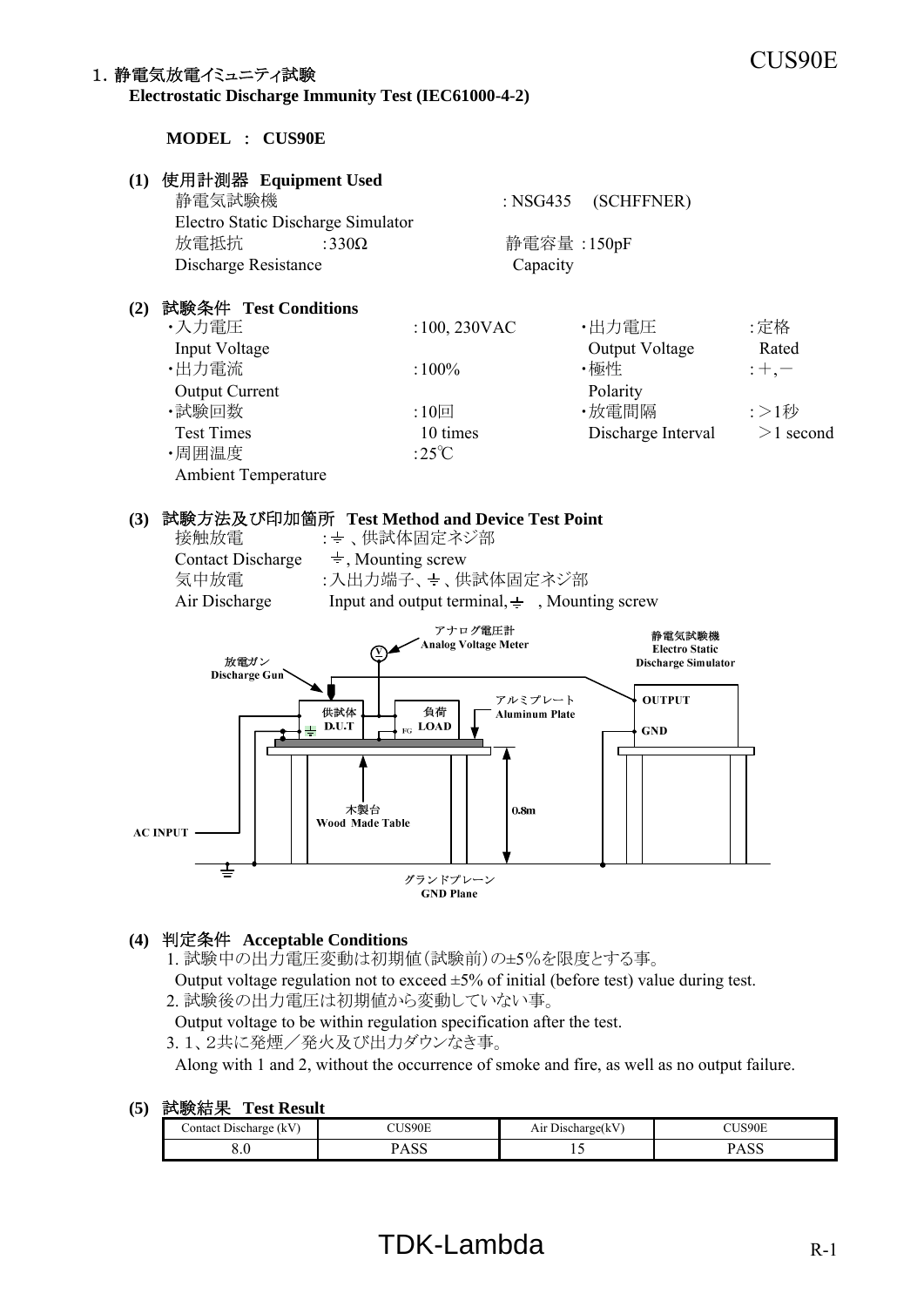# 1. 静電気放電イミュニティ試験

**Electrostatic Discharge Immunity Test (IEC61000-4-2)**

**MODEL : CUS90E**

## (1) 使用計測器 Equipment Used

| | |
|---|---|
| 静電気試験機 Electro Static Discharge Simulator | : NSG435 (SCHFFNER) |
| 放電抵抗 Discharge Resistance : 330Ω | 静電容量 Capacity : 150pF |

## (2) 試験条件 Test Conditions

| | | | |
|---|---|---|---|
| ・入力電圧 Input Voltage | : 100, 230VAC | ・出力電圧 Output Voltage | : 定格 Rated |
| ・出力電流 Output Current | : 100% | ・極性 Polarity | : +, − |
| ・試験回数 Test Times | : 10回 10 times | ・放電間隔 Discharge Interval | : >1秒 >1 second |
| ・周囲温度 Ambient Temperature | : 25℃ | | |

## (3) 試験方法及び印加箇所 Test Method and Device Test Point

接触放電 Contact Discharge : ⏚ 、供試体固定ネジ部 ⏚, Mounting screw

気中放電 Air Discharge : 入出力端子、⏚ 、供試体固定ネジ部 Input and output terminal, ⏚ , Mounting screw

アナログ電圧計 Analog Voltage Meter
放電ガン Discharge Gun
供試体 D.U.T
負荷 LOAD
アルミプレート Aluminum Plate
静電気試験機 Electro Static Discharge Simulator
OUTPUT
GND
木製台 Wood Made Table
0.8m
AC INPUT
グランドプレーン GND Plane

## (4) 判定条件 Acceptable Conditions

1. 試験中の出力電圧変動は初期値（試験前）の±5%を限度とする事。
   Output voltage regulation not to exceed ±5% of initial (before test) value during test.
2. 試験後の出力電圧は初期値から変動していない事。
   Output voltage to be within regulation specification after the test.
3. 1、2共に発煙／発火及び出力ダウンなき事。
   Along with 1 and 2, without the occurrence of smoke and fire, as well as no output failure.

## (5) 試験結果 Test Result

| Contact Discharge (kV) | CUS90E | Air Discharge(kV) | CUS90E |
|---|---|---|---|
| 8.0 | PASS | 15 | PASS |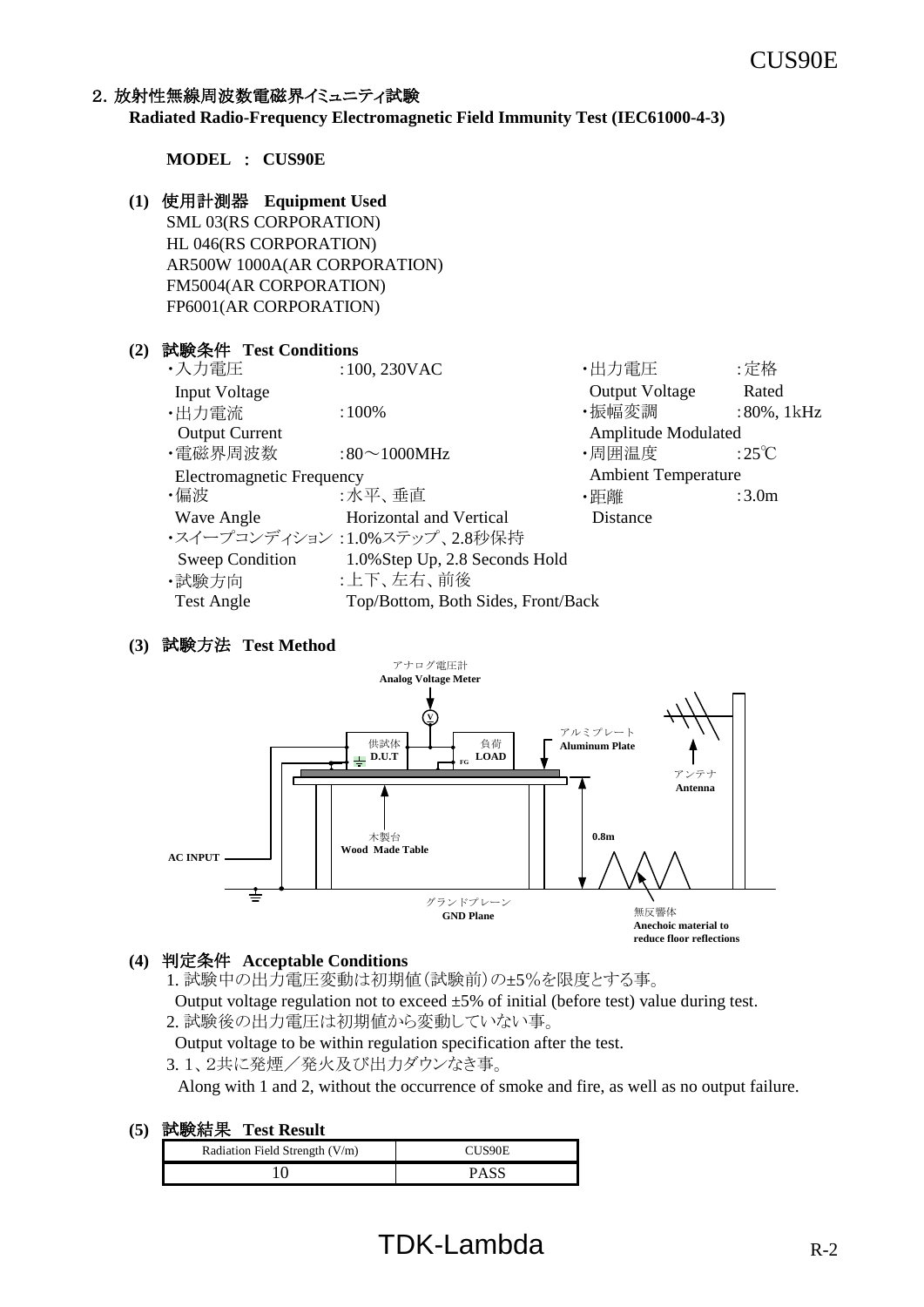## 2. 放射性無線周波数電磁界イミュニティ試験

**Radiated Radio-Frequency Electromagnetic Field Immunity Test (IEC61000-4-3)**

**MODEL ： CUS90E**

**(1) 使用計測器 Equipment Used**

SML 03(RS CORPORATION)
HL 046(RS CORPORATION)
AR500W 1000A(AR CORPORATION)
FM5004(AR CORPORATION)
FP6001(AR CORPORATION)

**(2) 試験条件 Test Conditions**

・入力電圧 Input Voltage ：100, 230VAC
・出力電流 Output Current ：100%
・電磁界周波数 Electromagnetic Frequency ：80～1000MHz
・偏波 Wave Angle ：水平、垂直 Horizontal and Vertical
・スイープコンディション Sweep Condition ：1.0%ステップ、2.8秒保持 1.0%Step Up, 2.8 Seconds Hold
・試験方向 Test Angle ：上下、左右、前後 Top/Bottom, Both Sides, Front/Back
・出力電圧 Output Voltage ：定格 Rated
・振幅変調 Amplitude Modulated ：80%, 1kHz
・周囲温度 Ambient Temperature ：25℃
・距離 Distance ：3.0m

**(3) 試験方法 Test Method**

アナログ電圧計 Analog Voltage Meter
供試体 D.U.T
負荷 LOAD
FG
アルミプレート Aluminum Plate
アンテナ Antenna
木製台 Wood Made Table
0.8m
AC INPUT
グランドプレーン GND Plane
無反響体 Anechoic material to reduce floor reflections

**(4) 判定条件 Acceptable Conditions**

1. 試験中の出力電圧変動は初期値(試験前)の±5%を限度とする事。
   Output voltage regulation not to exceed ±5% of initial (before test) value during test.
2. 試験後の出力電圧は初期値から変動していない事。
   Output voltage to be within regulation specification after the test.
3. 1、2共に発煙／発火及び出力ダウンなき事。
   Along with 1 and 2, without the occurrence of smoke and fire, as well as no output failure.

**(5) 試験結果 Test Result**

| Radiation Field Strength (V/m) | CUS90E |
|---|---|
| 10 | PASS |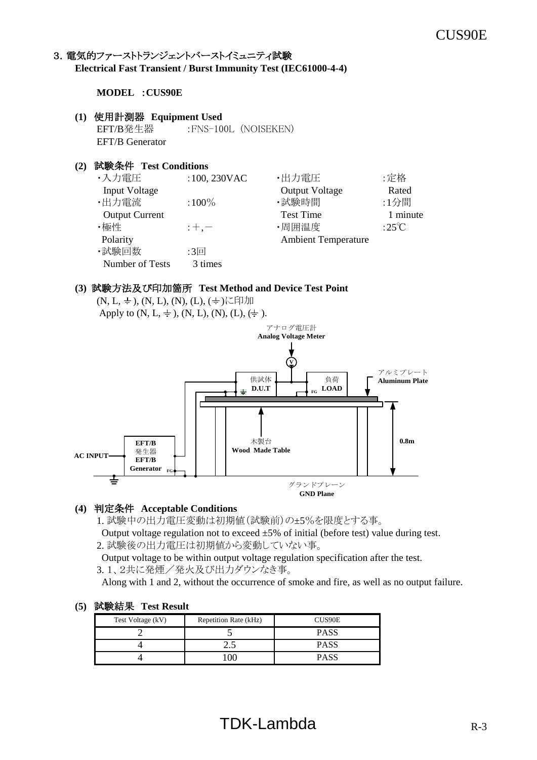## 3. 電気的ファーストトランジェントバーストイミュニティ試験
**Electrical Fast Transient / Burst Immunity Test (IEC61000-4-4)**

**MODEL :CUS90E**

### (1) 使用計測器 Equipment Used

EFT/B発生器 :FNS-100L（NOISEKEN）
EFT/B Generator

### (2) 試験条件 Test Conditions

| | | | |
|---|---|---|---|
| ・入力電圧 Input Voltage | :100, 230VAC | ・出力電圧 Output Voltage | :定格 Rated |
| ・出力電流 Output Current | :100% | ・試験時間 Test Time | :1分間 1 minute |
| ・極性 Polarity | :＋,－ | ・周囲温度 Ambient Temperature | :25℃ |
| ・試験回数 Number of Tests | :3回 3 times | | |

### (3) 試験方法及び印加箇所 Test Method and Device Test Point

(N, L, ⏚), (N, L), (N), (L), (⏚)に印加
Apply to (N, L, ⏚), (N, L), (N), (L), (⏚).

アナログ電圧計 Analog Voltage Meter
供試体 D.U.T
負荷 LOAD
アルミプレート Aluminum Plate
木製台 Wood Made Table
EFT/B発生器 EFT/B Generator
AC INPUT
0.8m
グランドプレーン GND Plane

### (4) 判定条件 Acceptable Conditions

1. 試験中の出力電圧変動は初期値(試験前)の±5%を限度とする事。
   Output voltage regulation not to exceed ±5% of initial (before test) value during test.
2. 試験後の出力電圧は初期値から変動していない事。
   Output voltage to be within output voltage regulation specification after the test.
3. 1、2共に発煙／発火及び出力ダウンなき事。
   Along with 1 and 2, without the occurrence of smoke and fire, as well as no output failure.

### (5) 試験結果 Test Result

| Test Voltage (kV) | Repetition Rate (kHz) | CUS90E |
|---|---|---|
| 2 | 5 | PASS |
| 4 | 2.5 | PASS |
| 4 | 100 | PASS |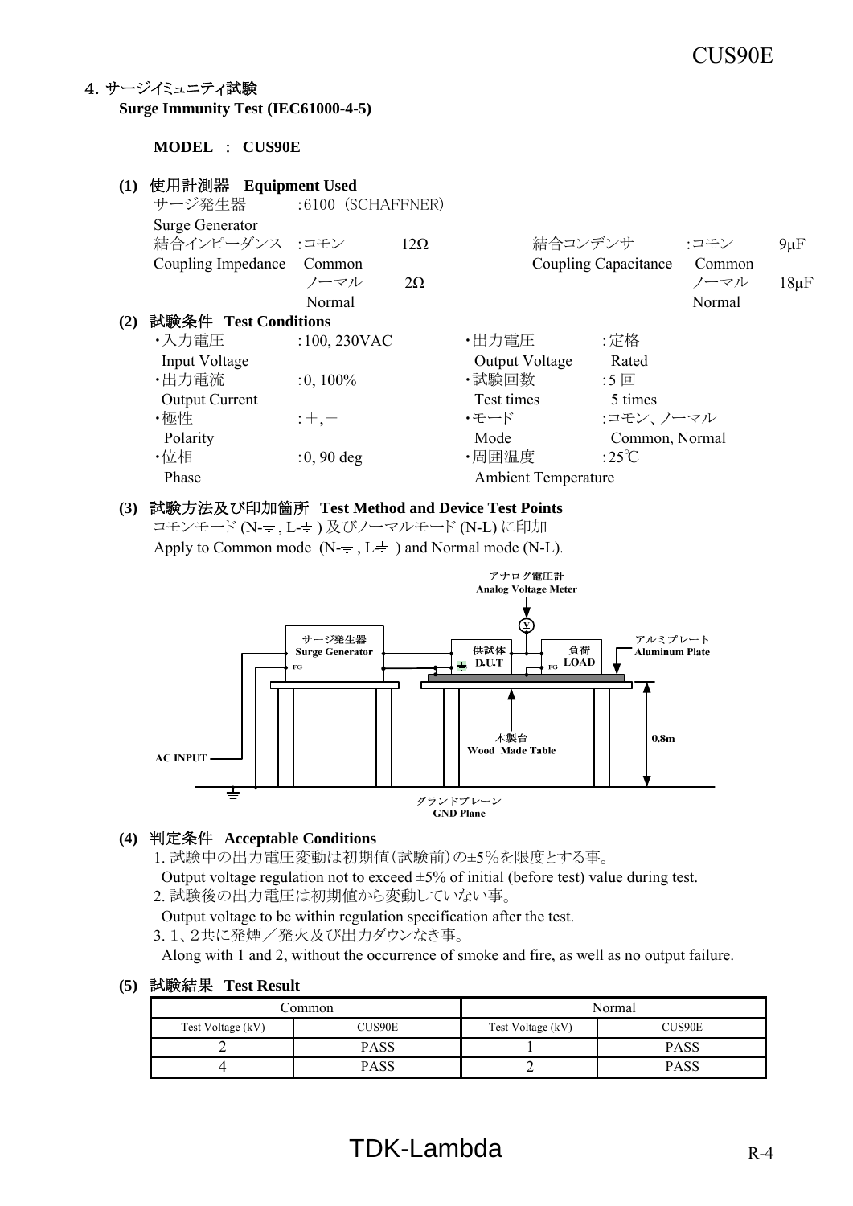## 4. サージイミュニティ試験
**Surge Immunity Test (IEC61000-4-5)**

**MODEL ： CUS90E**

**(1) 使用計測器 Equipment Used**

サージ発生器 Surge Generator :6100（SCHAFFNER）

結合インピーダンス Coupling Impedance :コモン Common 12Ω, ノーマル Normal 2Ω

結合コンデンサ Coupling Capacitance :コモン Common 9μF, ノーマル Normal 18μF

**(2) 試験条件 Test Conditions**

- ・入力電圧 Input Voltage :100, 230VAC
- ・出力電流 Output Current :0, 100%
- ・極性 Polarity :＋,－
- ・位相 Phase :0, 90 deg
- ・出力電圧 Output Voltage :定格 Rated
- ・試験回数 Test times :5 回 5 times
- ・モード Mode :コモン、ノーマル Common, Normal
- ・周囲温度 Ambient Temperature :25℃

**(3) 試験方法及び印加箇所 Test Method and Device Test Points**

コモンモード (N-⏚ , L-⏚ ) 及びノーマルモード (N-L) に印加

Apply to Common mode (N-⏚ , L-⏚ ) and Normal mode (N-L).

アナログ電圧計 Analog Voltage Meter

サージ発生器 Surge Generator　FG　供試体 D.U.T　負荷 LOAD　FG　アルミプレート Aluminum Plate

AC INPUT　木製台 Wood Made Table　0.8m

グランドプレーン GND Plane

**(4) 判定条件 Acceptable Conditions**

1. 試験中の出力電圧変動は初期値(試験前)の±5%を限度とする事。
   Output voltage regulation not to exceed ±5% of initial (before test) value during test.
2. 試験後の出力電圧は初期値から変動していない事。
   Output voltage to be within regulation specification after the test.
3. 1、2共に発煙／発火及び出力ダウンなき事。
   Along with 1 and 2, without the occurrence of smoke and fire, as well as no output failure.

**(5) 試験結果 Test Result**

| Common | | Normal | |
|---|---|---|---|
| Test Voltage (kV) | CUS90E | Test Voltage (kV) | CUS90E |
| 2 | PASS | 1 | PASS |
| 4 | PASS | 2 | PASS |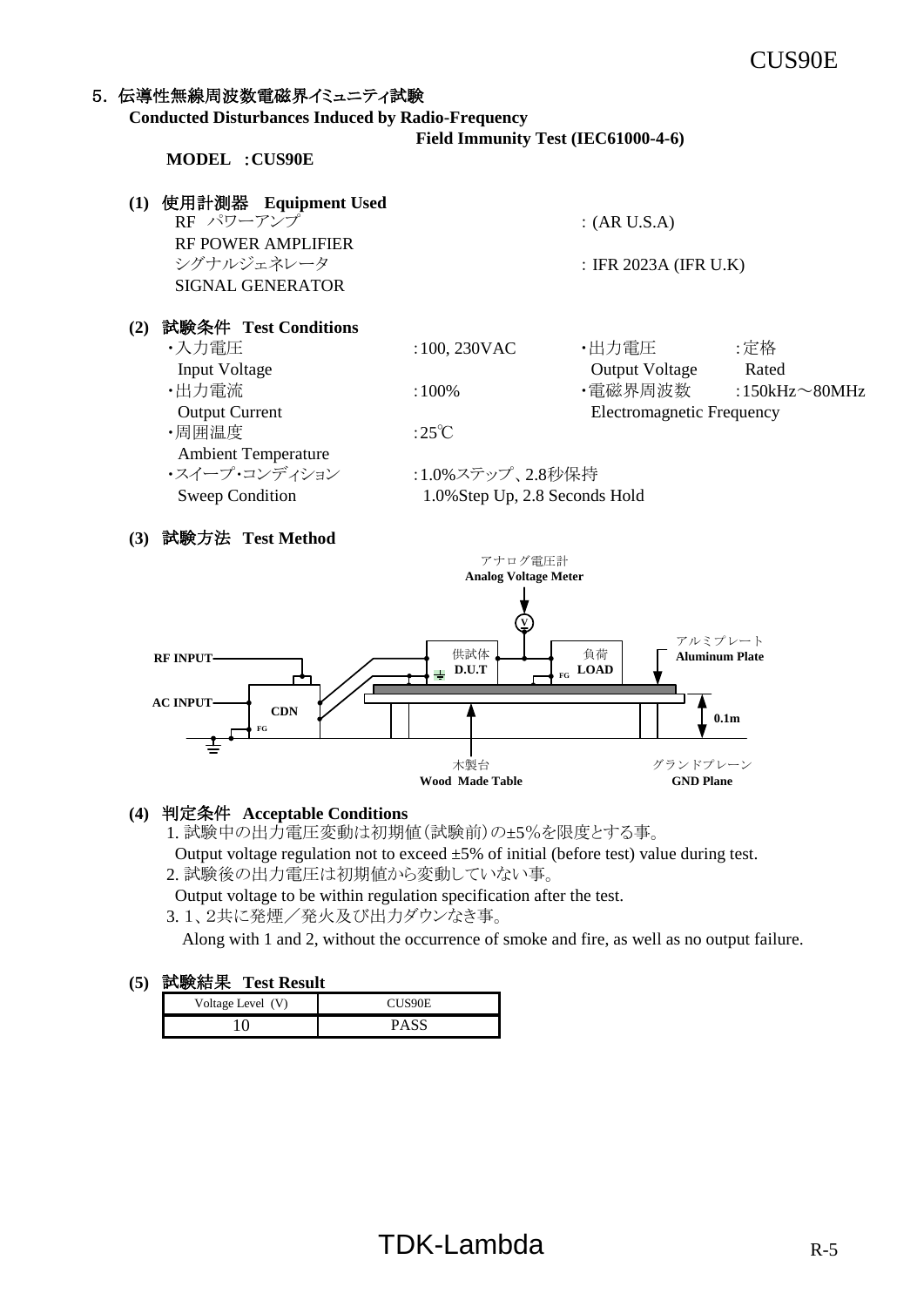## 5. 伝導性無線周波数電磁界イミュニティ試験

**Conducted Disturbances Induced by Radio-Frequency Field Immunity Test (IEC61000-4-6)**

**MODEL :CUS90E**

### (1) 使用計測器 Equipment Used

RF パワーアンプ
RF POWER AMPLIFIER : (AR U.S.A)

シグナルジェネレータ
SIGNAL GENERATOR : IFR 2023A (IFR U.K)

### (2) 試験条件 Test Conditions

- ・入力電圧 Input Voltage :100, 230VAC
- ・出力電圧 Output Voltage :定格 Rated
- ・出力電流 Output Current :100%
- ・電磁界周波数 Electromagnetic Frequency :150kHz～80MHz
- ・周囲温度 Ambient Temperature :25℃
- ・スイープ･コンディション Sweep Condition :1.0%ステップ、2.8秒保持 1.0%Step Up, 2.8 Seconds Hold

### (3) 試験方法 Test Method

アナログ電圧計 **Analog Voltage Meter**

**RF INPUT**

**AC INPUT**

**CDN**

FG

供試体 **D.U.T**

負荷 **LOAD**

アルミプレート **Aluminum Plate**

**0.1m**

木製台 **Wood Made Table**

グランドプレーン **GND Plane**

### (4) 判定条件 Acceptable Conditions

1. 試験中の出力電圧変動は初期値(試験前)の±5%を限度とする事。
   Output voltage regulation not to exceed ±5% of initial (before test) value during test.
2. 試験後の出力電圧は初期値から変動していない事。
   Output voltage to be within regulation specification after the test.
3. 1、2共に発煙／発火及び出力ダウンなき事。
   Along with 1 and 2, without the occurrence of smoke and fire, as well as no output failure.

### (5) 試験結果 Test Result

| Voltage Level (V) | CUS90E |
|---|---|
| 10 | PASS |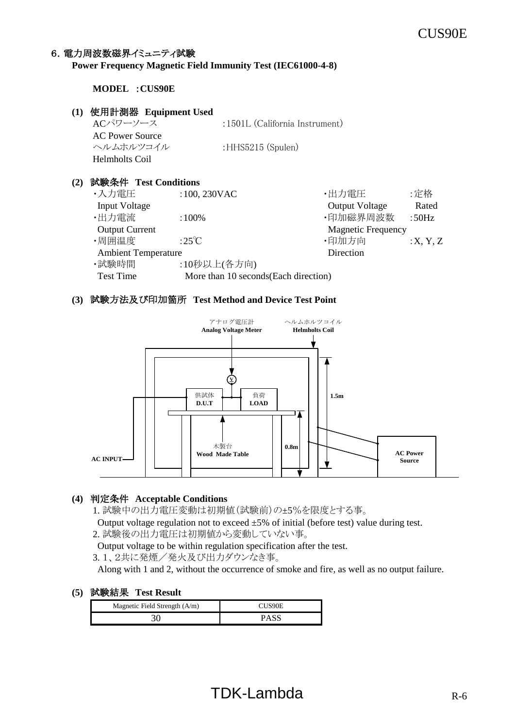## 6. 電力周波数磁界イミュニティ試験

**Power Frequency Magnetic Field Immunity Test (IEC61000-4-8)**

**MODEL :CUS90E**

### (1) 使用計測器 Equipment Used

ACパワーソース :1501L (California Instrument)
AC Power Source
ヘルムホルツコイル :HHS5215 (Spulen)
Helmholts Coil

### (2) 試験条件 Test Conditions

- 入力電圧 Input Voltage :100, 230VAC
- 出力電流 Output Current :100%
- 周囲温度 Ambient Temperature :25℃
- 試験時間 Test Time :10秒以上(各方向) More than 10 seconds(Each direction)
- 出力電圧 Output Voltage :定格 Rated
- 印加磁界周波数 Magnetic Frequency :50Hz
- 印加方向 Direction :X, Y, Z

### (3) 試験方法及び印加箇所 Test Method and Device Test Point

アナログ電圧計 Analog Voltage Meter
ヘルムホルツコイル Helmholts Coil
供試体 D.U.T
負荷 LOAD
木製台 Wood Made Table
AC INPUT
AC Power Source
1.5m
0.8m

### (4) 判定条件 Acceptable Conditions

1. 試験中の出力電圧変動は初期値(試験前)の±5%を限度とする事。
   Output voltage regulation not to exceed ±5% of initial (before test) value during test.
2. 試験後の出力電圧は初期値から変動していない事。
   Output voltage to be within regulation specification after the test.
3. 1、2共に発煙/発火及び出力ダウンなき事。
   Along with 1 and 2, without the occurrence of smoke and fire, as well as no output failure.

### (5) 試験結果 Test Result

| Magnetic Field Strength (A/m) | CUS90E |
|---|---|
| 30 | PASS |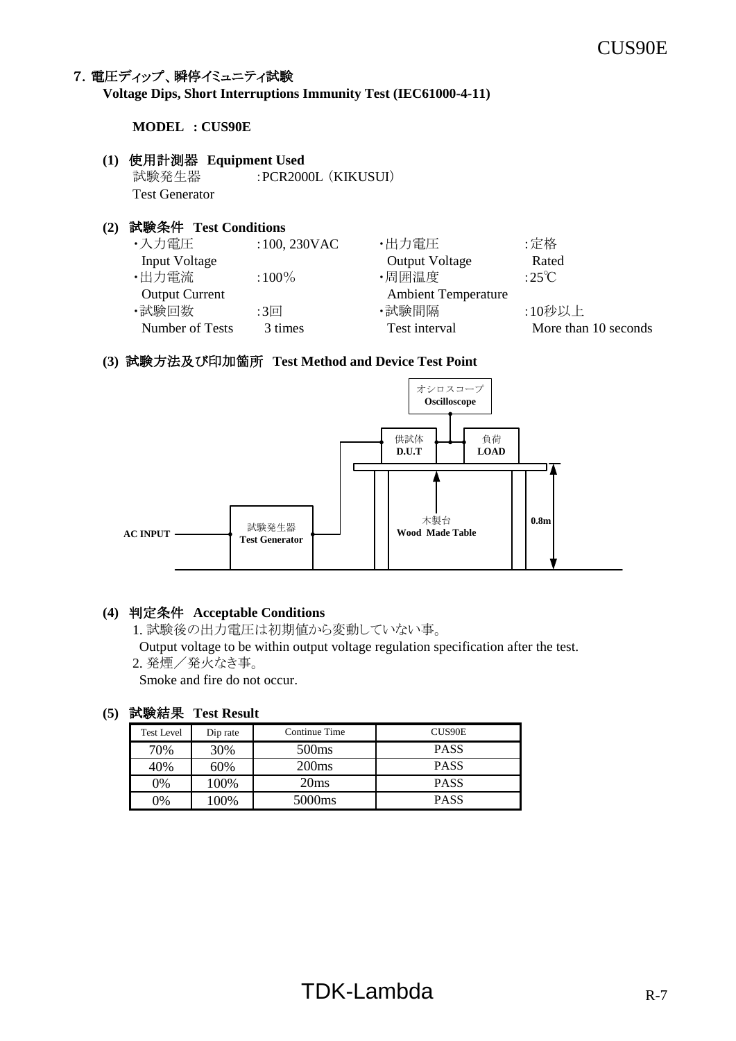## 7. 電圧ディップ、瞬停イミュニティ試験

**Voltage Dips, Short Interruptions Immunity Test (IEC61000-4-11)**

**MODEL : CUS90E**

**(1) 使用計測器 Equipment Used**

試験発生器 :PCR2000L（KIKUSUI）
Test Generator

**(2) 試験条件 Test Conditions**

| | | | |
|---|---|---|---|
| ・入力電圧 Input Voltage | :100, 230VAC | ・出力電圧 Output Voltage | :定格 Rated |
| ・出力電流 Output Current | :100% | ・周囲温度 Ambient Temperature | :25℃ |
| ・試験回数 Number of Tests | :3回 3 times | ・試験間隔 Test interval | :10秒以上 More than 10 seconds |

**(3) 試験方法及び印加箇所 Test Method and Device Test Point**

オシロスコープ
Oscilloscope
供試体
D.U.T
負荷
LOAD
AC INPUT
試験発生器
Test Generator
木製台
Wood Made Table
0.8m

**(4) 判定条件 Acceptable Conditions**

1. 試験後の出力電圧は初期値から変動していない事。
Output voltage to be within output voltage regulation specification after the test.
2. 発煙／発火なき事。
Smoke and fire do not occur.

**(5) 試験結果 Test Result**

| Test Level | Dip rate | Continue Time | CUS90E |
|---|---|---|---|
| 70% | 30% | 500ms | PASS |
| 40% | 60% | 200ms | PASS |
| 0% | 100% | 20ms | PASS |
| 0% | 100% | 5000ms | PASS |